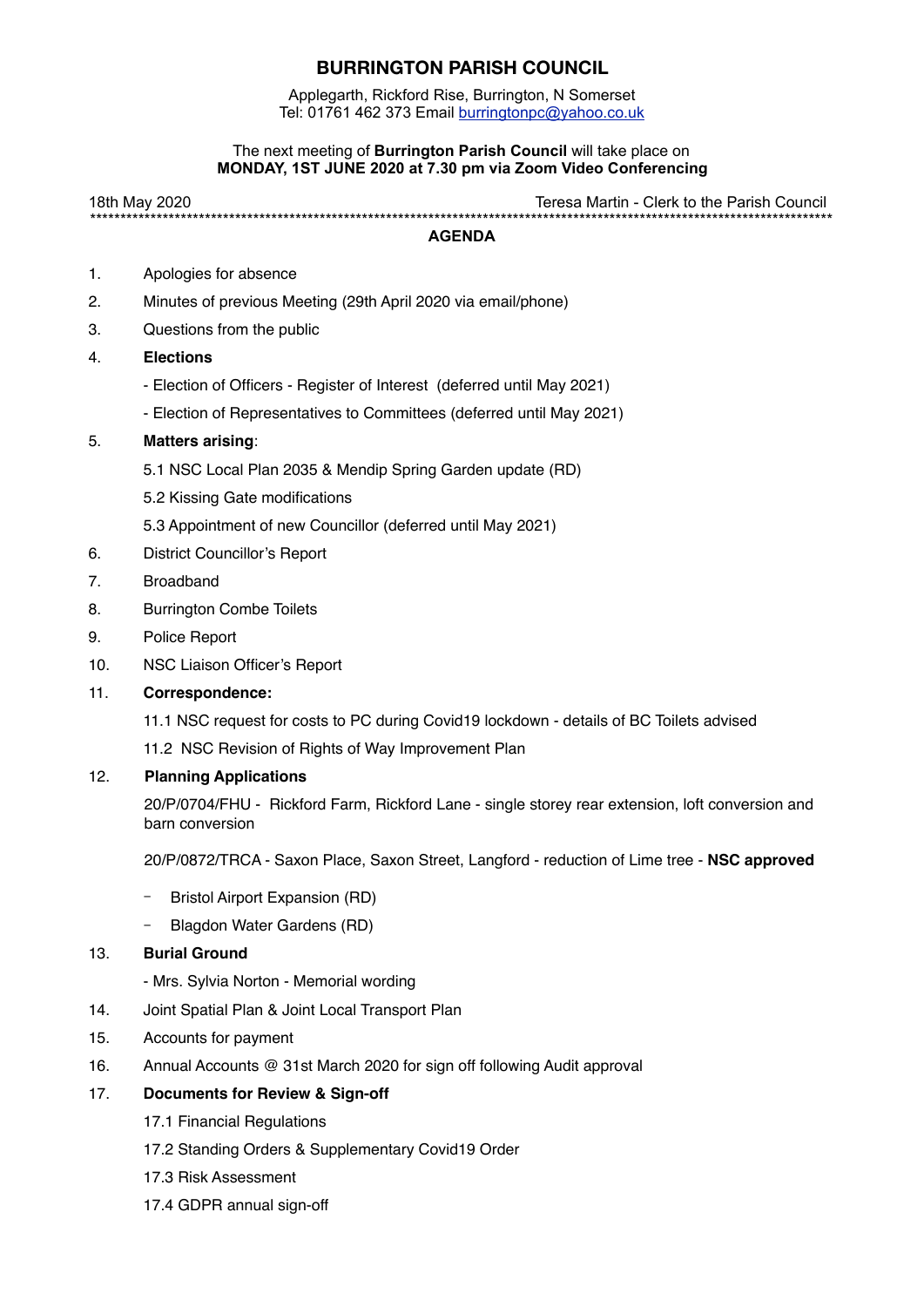# BURRINGTON PARISH COUNCIL

Applegarth, Rickford Rise, Burrington, N Somerset
Tel: 01761 462 373 Email burringtonpc@yahoo.co.uk

The next meeting of **Burrington Parish Council** will take place on
**MONDAY, 1ST JUNE 2020 at 7.30 pm via Zoom Video Conferencing**

18th May 2020 Teresa Martin - Clerk to the Parish Council

***************************************************************************************************************

## AGENDA

1. Apologies for absence
2. Minutes of previous Meeting (29th April 2020 via email/phone)
3. Questions from the public
4. **Elections**
   - Election of Officers - Register of Interest (deferred until May 2021)
   - Election of Representatives to Committees (deferred until May 2021)
5. **Matters arising**:
   - 5.1 NSC Local Plan 2035 & Mendip Spring Garden update (RD)
   - 5.2 Kissing Gate modifications
   - 5.3 Appointment of new Councillor (deferred until May 2021)
6. District Councillor's Report
7. Broadband
8. Burrington Combe Toilets
9. Police Report
10. NSC Liaison Officer's Report
11. **Correspondence:**
    - 11.1 NSC request for costs to PC during Covid19 lockdown - details of BC Toilets advised
    - 11.2 NSC Revision of Rights of Way Improvement Plan
12. **Planning Applications**

    20/P/0704/FHU - Rickford Farm, Rickford Lane - single storey rear extension, loft conversion and barn conversion

    20/P/0872/TRCA - Saxon Place, Saxon Street, Langford - reduction of Lime tree - **NSC approved**

    - Bristol Airport Expansion (RD)
    - Blagdon Water Gardens (RD)
13. **Burial Ground**
    - Mrs. Sylvia Norton - Memorial wording
14. Joint Spatial Plan & Joint Local Transport Plan
15. Accounts for payment
16. Annual Accounts @ 31st March 2020 for sign off following Audit approval
17. **Documents for Review & Sign-off**
    - 17.1 Financial Regulations
    - 17.2 Standing Orders & Supplementary Covid19 Order
    - 17.3 Risk Assessment
    - 17.4 GDPR annual sign-off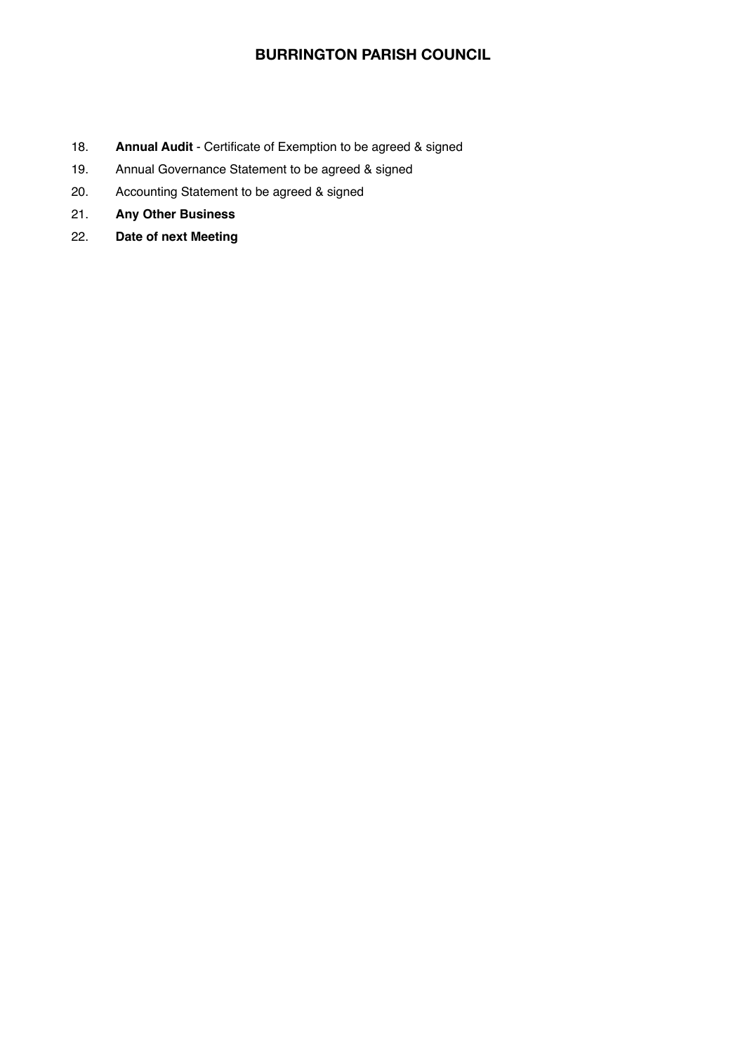18. **Annual Audit** - Certificate of Exemption to be agreed & signed
19. Annual Governance Statement to be agreed & signed
20. Accounting Statement to be agreed & signed
21. **Any Other Business**
22. **Date of next Meeting**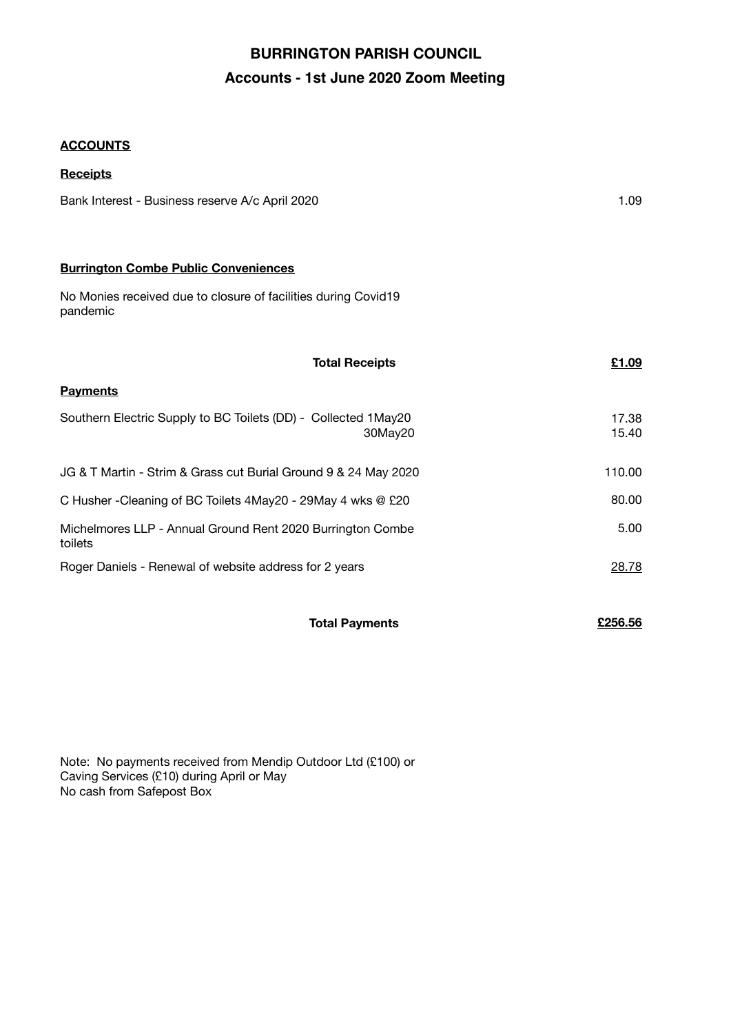# BURRINGTON PARISH COUNCIL

## Accounts - 1st June 2020 Zoom Meeting

**ACCOUNTS**

**Receipts**

| | |
|---|---|
| Bank Interest - Business reserve A/c April 2020 | 1.09 |

**Burrington Combe Public Conveniences**

No Monies received due to closure of facilities during Covid19 pandemic

| | |
|---|---|
| **Total Receipts** | **£1.09** |

**Payments**

| | |
|---|---|
| Southern Electric Supply to BC Toilets (DD) - Collected 1May20 | 17.38 |
| 30May20 | 15.40 |
| JG & T Martin - Strim & Grass cut Burial Ground 9 & 24 May 2020 | 110.00 |
| C Husher -Cleaning of BC Toilets 4May20 - 29May 4 wks @ £20 | 80.00 |
| Michelmores LLP - Annual Ground Rent 2020 Burrington Combe toilets | 5.00 |
| Roger Daniels - Renewal of website address for 2 years | 28.78 |
| **Total Payments** | **£256.56** |

Note: No payments received from Mendip Outdoor Ltd (£100) or Caving Services (£10) during April or May
No cash from Safepost Box